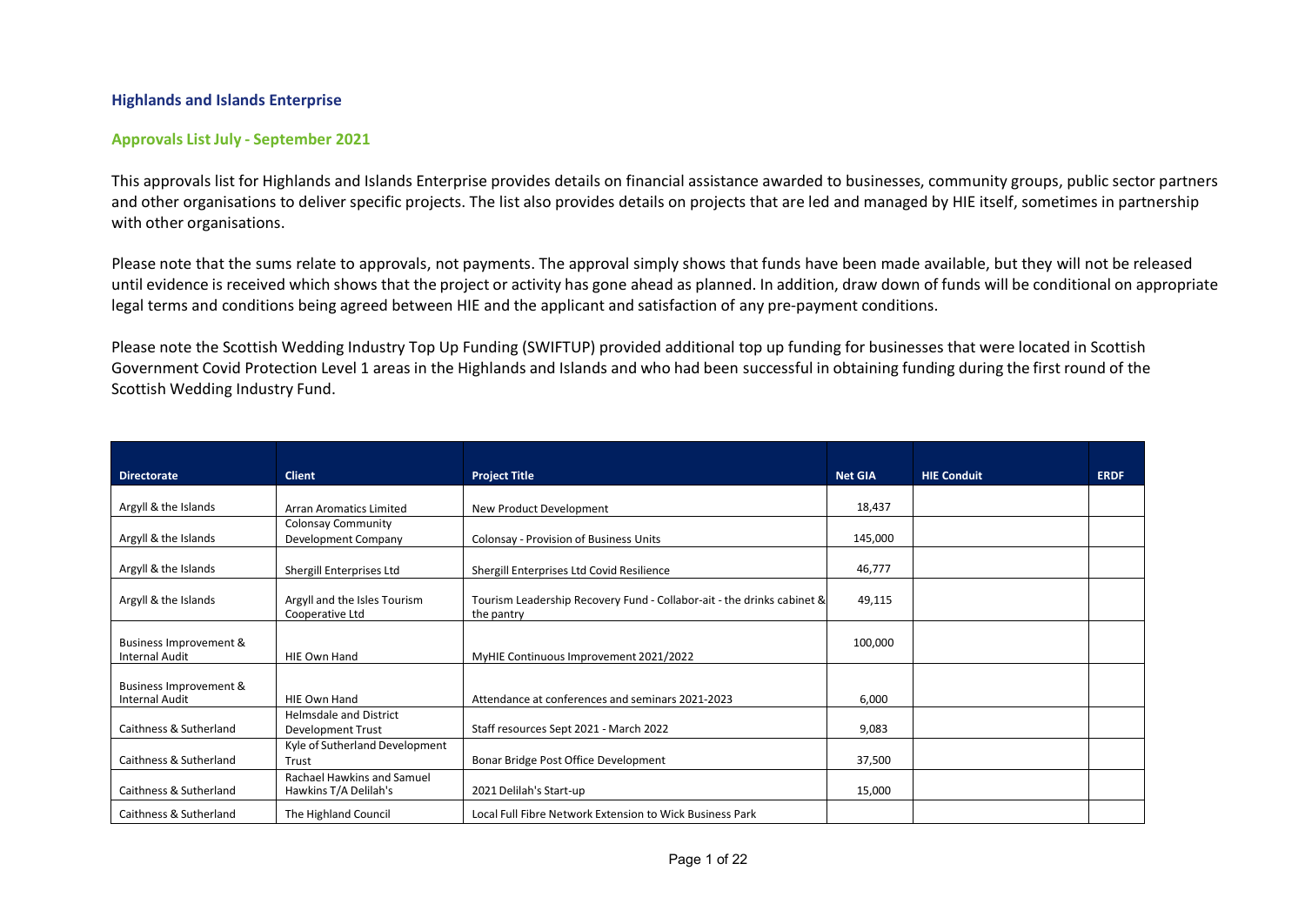## Highlands and Islands Enterprise

### Approvals List July - September 2021

This approvals list for Highlands and Islands Enterprise provides details on financial assistance awarded to businesses, community groups, public sector partners and other organisations to deliver specific projects. The list also provides details on projects that are led and managed by HIE itself, sometimes in partnership with other organisations.

Please note that the sums relate to approvals, not payments. The approval simply shows that funds have been made available, but they will not be released until evidence is received which shows that the project or activity has gone ahead as planned. In addition, draw down of funds will be conditional on appropriate legal terms and conditions being agreed between HIE and the applicant and satisfaction of any pre-payment conditions.

Please note the Scottish Wedding Industry Top Up Funding (SWIFTUP) provided additional top up funding for businesses that were located in Scottish Government Covid Protection Level 1 areas in the Highlands and Islands and who had been successful in obtaining funding during the first round of the Scottish Wedding Industry Fund.

| Directorate | Client | Project Title | Net GIA | HIE Conduit | ERDF |
|---|---|---|---|---|---|
| Argyll & the Islands | Arran Aromatics Limited | New Product Development | 18,437 | | |
| Argyll & the Islands | Colonsay Community Development Company | Colonsay - Provision of Business Units | 145,000 | | |
| Argyll & the Islands | Shergill Enterprises Ltd | Shergill Enterprises Ltd Covid Resilience | 46,777 | | |
| Argyll & the Islands | Argyll and the Isles Tourism Cooperative Ltd | Tourism Leadership Recovery Fund - Collabor-ait - the drinks cabinet & the pantry | 49,115 | | |
| Business Improvement & Internal Audit | HIE Own Hand | MyHIE Continuous Improvement 2021/2022 | 100,000 | | |
| Business Improvement & Internal Audit | HIE Own Hand | Attendance at conferences and seminars 2021-2023 | 6,000 | | |
| Caithness & Sutherland | Helmsdale and District Development Trust | Staff resources Sept 2021 - March 2022 | 9,083 | | |
| Caithness & Sutherland | Kyle of Sutherland Development Trust | Bonar Bridge Post Office Development | 37,500 | | |
| Caithness & Sutherland | Rachael Hawkins and Samuel Hawkins T/A Delilah's | 2021 Delilah's Start-up | 15,000 | | |
| Caithness & Sutherland | The Highland Council | Local Full Fibre Network Extension to Wick Business Park | | | |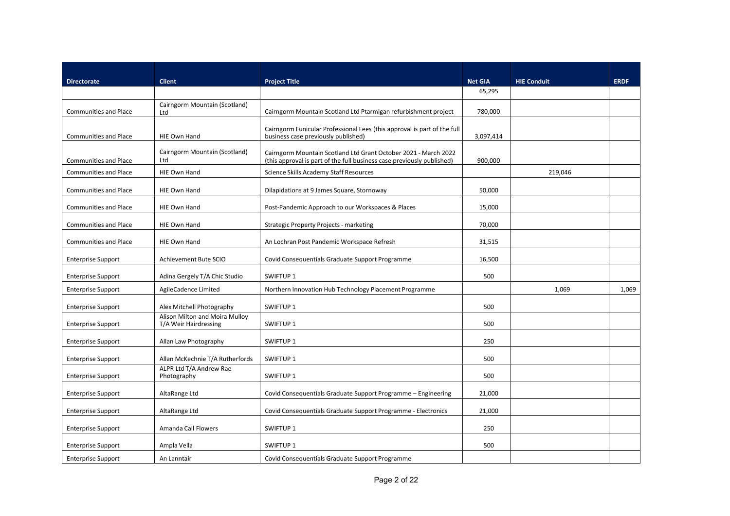| Directorate | Client | Project Title | Net GIA | HIE Conduit | ERDF |
|---|---|---|---|---|---|
| | | | 65,295 | | |
| Communities and Place | Cairngorm Mountain (Scotland) Ltd | Cairngorm Mountain Scotland Ltd Ptarmigan refurbishment project | 780,000 | | |
| Communities and Place | HIE Own Hand | Cairngorm Funicular Professional Fees (this approval is part of the full business case previously published) | 3,097,414 | | |
| Communities and Place | Cairngorm Mountain (Scotland) Ltd | Cairngorm Mountain Scotland Ltd Grant October 2021 - March 2022 (this approval is part of the full business case previously published) | 900,000 | | |
| Communities and Place | HIE Own Hand | Science Skills Academy Staff Resources | | 219,046 | |
| Communities and Place | HIE Own Hand | Dilapidations at 9 James Square, Stornoway | 50,000 | | |
| Communities and Place | HIE Own Hand | Post-Pandemic Approach to our Workspaces & Places | 15,000 | | |
| Communities and Place | HIE Own Hand | Strategic Property Projects - marketing | 70,000 | | |
| Communities and Place | HIE Own Hand | An Lochran Post Pandemic Workspace Refresh | 31,515 | | |
| Enterprise Support | Achievement Bute SCIO | Covid Consequentials Graduate Support Programme | 16,500 | | |
| Enterprise Support | Adina Gergely T/A Chic Studio | SWIFTUP 1 | 500 | | |
| Enterprise Support | AgileCadence Limited | Northern Innovation Hub Technology Placement Programme | | 1,069 | 1,069 |
| Enterprise Support | Alex Mitchell Photography | SWIFTUP 1 | 500 | | |
| Enterprise Support | Alison Milton and Moira Mulloy T/A Weir Hairdressing | SWIFTUP 1 | 500 | | |
| Enterprise Support | Allan Law Photography | SWIFTUP 1 | 250 | | |
| Enterprise Support | Allan McKechnie T/A Rutherfords | SWIFTUP 1 | 500 | | |
| Enterprise Support | ALPR Ltd T/A Andrew Rae Photography | SWIFTUP 1 | 500 | | |
| Enterprise Support | AltaRange Ltd | Covid Consequentials Graduate Support Programme – Engineering | 21,000 | | |
| Enterprise Support | AltaRange Ltd | Covid Consequentials Graduate Support Programme - Electronics | 21,000 | | |
| Enterprise Support | Amanda Call Flowers | SWIFTUP 1 | 250 | | |
| Enterprise Support | Ampla Vella | SWIFTUP 1 | 500 | | |
| Enterprise Support | An Lanntair | Covid Consequentials Graduate Support Programme | | | |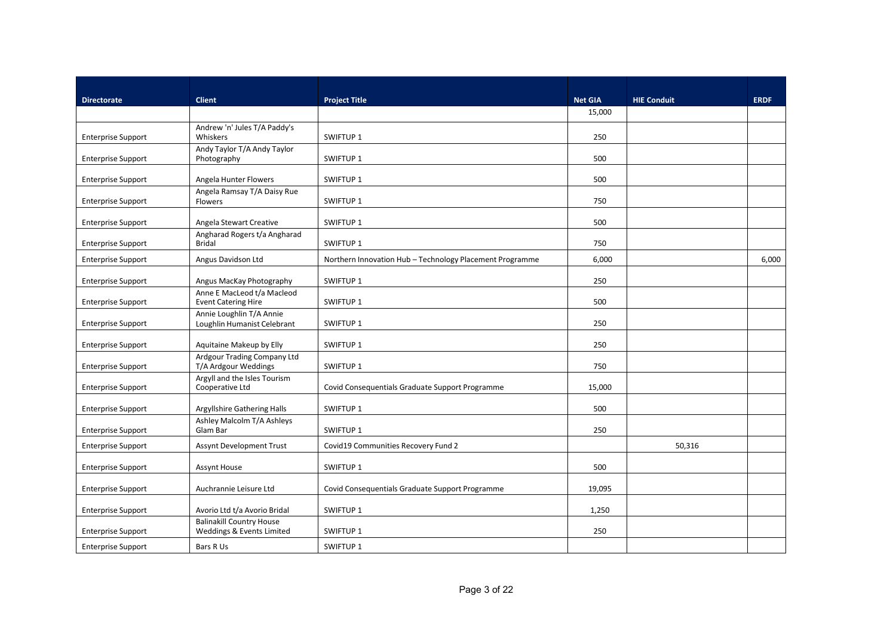| Directorate | Client | Project Title | Net GIA | HIE Conduit | ERDF |
|---|---|---|---|---|---|
| | | | 15,000 | | |
| Enterprise Support | Andrew 'n' Jules T/A Paddy's Whiskers | SWIFTUP 1 | 250 | | |
| Enterprise Support | Andy Taylor T/A Andy Taylor Photography | SWIFTUP 1 | 500 | | |
| Enterprise Support | Angela Hunter Flowers | SWIFTUP 1 | 500 | | |
| Enterprise Support | Angela Ramsay T/A Daisy Rue Flowers | SWIFTUP 1 | 750 | | |
| Enterprise Support | Angela Stewart Creative | SWIFTUP 1 | 500 | | |
| Enterprise Support | Angharad Rogers t/a Angharad Bridal | SWIFTUP 1 | 750 | | |
| Enterprise Support | Angus Davidson Ltd | Northern Innovation Hub – Technology Placement Programme | 6,000 | | 6,000 |
| Enterprise Support | Angus MacKay Photography | SWIFTUP 1 | 250 | | |
| Enterprise Support | Anne E MacLeod t/a Macleod Event Catering Hire | SWIFTUP 1 | 500 | | |
| Enterprise Support | Annie Loughlin T/A Annie Loughlin Humanist Celebrant | SWIFTUP 1 | 250 | | |
| Enterprise Support | Aquitaine Makeup by Elly | SWIFTUP 1 | 250 | | |
| Enterprise Support | Ardgour Trading Company Ltd T/A Ardgour Weddings | SWIFTUP 1 | 750 | | |
| Enterprise Support | Argyll and the Isles Tourism Cooperative Ltd | Covid Consequentials Graduate Support Programme | 15,000 | | |
| Enterprise Support | Argyllshire Gathering Halls | SWIFTUP 1 | 500 | | |
| Enterprise Support | Ashley Malcolm T/A Ashleys Glam Bar | SWIFTUP 1 | 250 | | |
| Enterprise Support | Assynt Development Trust | Covid19 Communities Recovery Fund 2 | | 50,316 | |
| Enterprise Support | Assynt House | SWIFTUP 1 | 500 | | |
| Enterprise Support | Auchrannie Leisure Ltd | Covid Consequentials Graduate Support Programme | 19,095 | | |
| Enterprise Support | Avorio Ltd t/a Avorio Bridal | SWIFTUP 1 | 1,250 | | |
| Enterprise Support | Balinakill Country House Weddings & Events Limited | SWIFTUP 1 | 250 | | |
| Enterprise Support | Bars R Us | SWIFTUP 1 | | | |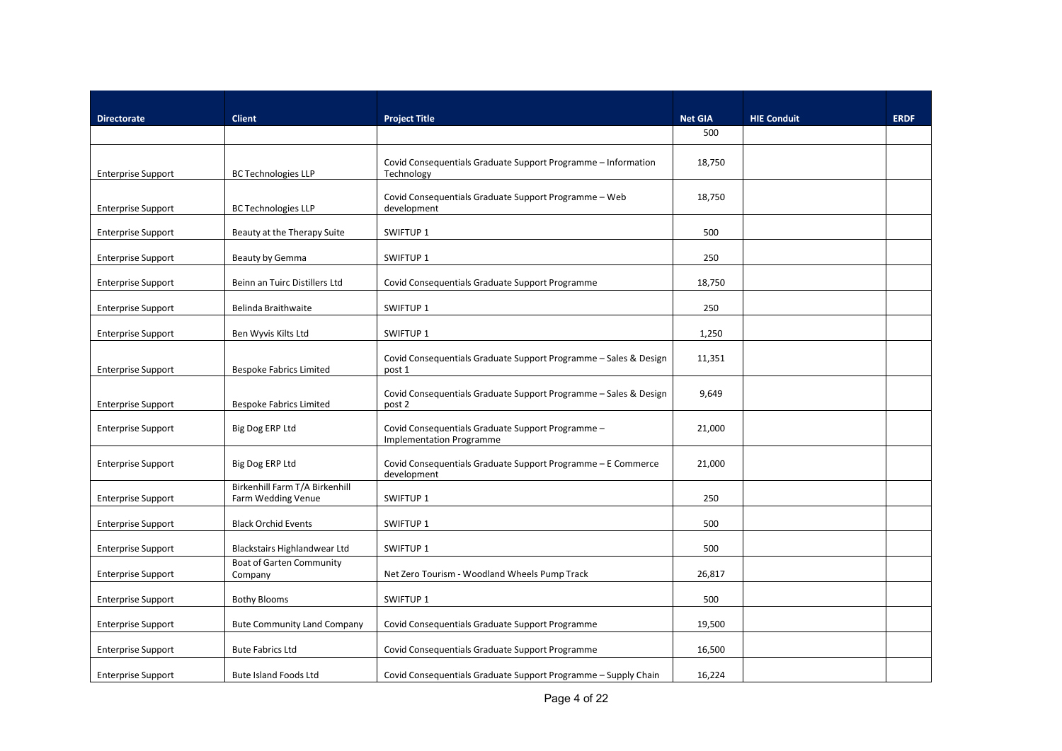| Directorate | Client | Project Title | Net GIA | HIE Conduit | ERDF |
|---|---|---|---|---|---|
| | | | 500 | | |
| Enterprise Support | BC Technologies LLP | Covid Consequentials Graduate Support Programme – Information Technology | 18,750 | | |
| Enterprise Support | BC Technologies LLP | Covid Consequentials Graduate Support Programme – Web development | 18,750 | | |
| Enterprise Support | Beauty at the Therapy Suite | SWIFTUP 1 | 500 | | |
| Enterprise Support | Beauty by Gemma | SWIFTUP 1 | 250 | | |
| Enterprise Support | Beinn an Tuirc Distillers Ltd | Covid Consequentials Graduate Support Programme | 18,750 | | |
| Enterprise Support | Belinda Braithwaite | SWIFTUP 1 | 250 | | |
| Enterprise Support | Ben Wyvis Kilts Ltd | SWIFTUP 1 | 1,250 | | |
| Enterprise Support | Bespoke Fabrics Limited | Covid Consequentials Graduate Support Programme – Sales & Design post 1 | 11,351 | | |
| Enterprise Support | Bespoke Fabrics Limited | Covid Consequentials Graduate Support Programme – Sales & Design post 2 | 9,649 | | |
| Enterprise Support | Big Dog ERP Ltd | Covid Consequentials Graduate Support Programme – Implementation Programme | 21,000 | | |
| Enterprise Support | Big Dog ERP Ltd | Covid Consequentials Graduate Support Programme – E Commerce development | 21,000 | | |
| Enterprise Support | Birkenhill Farm T/A Birkenhill Farm Wedding Venue | SWIFTUP 1 | 250 | | |
| Enterprise Support | Black Orchid Events | SWIFTUP 1 | 500 | | |
| Enterprise Support | Blackstairs Highlandwear Ltd | SWIFTUP 1 | 500 | | |
| Enterprise Support | Boat of Garten Community Company | Net Zero Tourism - Woodland Wheels Pump Track | 26,817 | | |
| Enterprise Support | Bothy Blooms | SWIFTUP 1 | 500 | | |
| Enterprise Support | Bute Community Land Company | Covid Consequentials Graduate Support Programme | 19,500 | | |
| Enterprise Support | Bute Fabrics Ltd | Covid Consequentials Graduate Support Programme | 16,500 | | |
| Enterprise Support | Bute Island Foods Ltd | Covid Consequentials Graduate Support Programme – Supply Chain | 16,224 | | |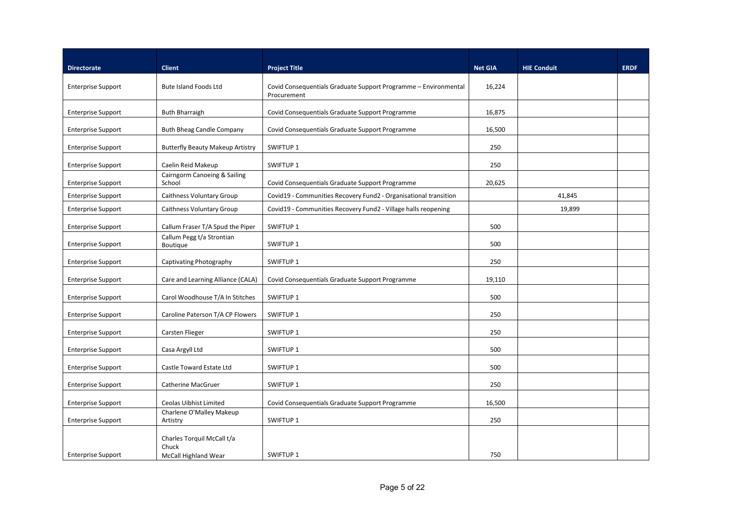| Directorate | Client | Project Title | Net GIA | HIE Conduit | ERDF |
|---|---|---|---|---|---|
| Enterprise Support | Bute Island Foods Ltd | Covid Consequentials Graduate Support Programme – Environmental Procurement | 16,224 | | |
| Enterprise Support | Buth Bharraigh | Covid Consequentials Graduate Support Programme | 16,875 | | |
| Enterprise Support | Buth Bheag Candle Company | Covid Consequentials Graduate Support Programme | 16,500 | | |
| Enterprise Support | Butterfly Beauty Makeup Artistry | SWIFTUP 1 | 250 | | |
| Enterprise Support | Caelin Reid Makeup | SWIFTUP 1 | 250 | | |
| Enterprise Support | Cairngorm Canoeing & Sailing School | Covid Consequentials Graduate Support Programme | 20,625 | | |
| Enterprise Support | Caithness Voluntary Group | Covid19 - Communities Recovery Fund2 - Organisational transition | | 41,845 | |
| Enterprise Support | Caithness Voluntary Group | Covid19 - Communities Recovery Fund2 - Village halls reopening | | 19,899 | |
| Enterprise Support | Callum Fraser T/A Spud the Piper | SWIFTUP 1 | 500 | | |
| Enterprise Support | Callum Pegg t/a Strontian Boutique | SWIFTUP 1 | 500 | | |
| Enterprise Support | Captivating Photography | SWIFTUP 1 | 250 | | |
| Enterprise Support | Care and Learning Alliance (CALA) | Covid Consequentials Graduate Support Programme | 19,110 | | |
| Enterprise Support | Carol Woodhouse T/A In Stitches | SWIFTUP 1 | 500 | | |
| Enterprise Support | Caroline Paterson T/A CP Flowers | SWIFTUP 1 | 250 | | |
| Enterprise Support | Carsten Flieger | SWIFTUP 1 | 250 | | |
| Enterprise Support | Casa Argyll Ltd | SWIFTUP 1 | 500 | | |
| Enterprise Support | Castle Toward Estate Ltd | SWIFTUP 1 | 500 | | |
| Enterprise Support | Catherine MacGruer | SWIFTUP 1 | 250 | | |
| Enterprise Support | Ceolas Uibhist Limited | Covid Consequentials Graduate Support Programme | 16,500 | | |
| Enterprise Support | Charlene O'Malley Makeup Artistry | SWIFTUP 1 | 250 | | |
| Enterprise Support | Charles Torquil McCall t/a Chuck McCall Highland Wear | SWIFTUP 1 | 750 | | |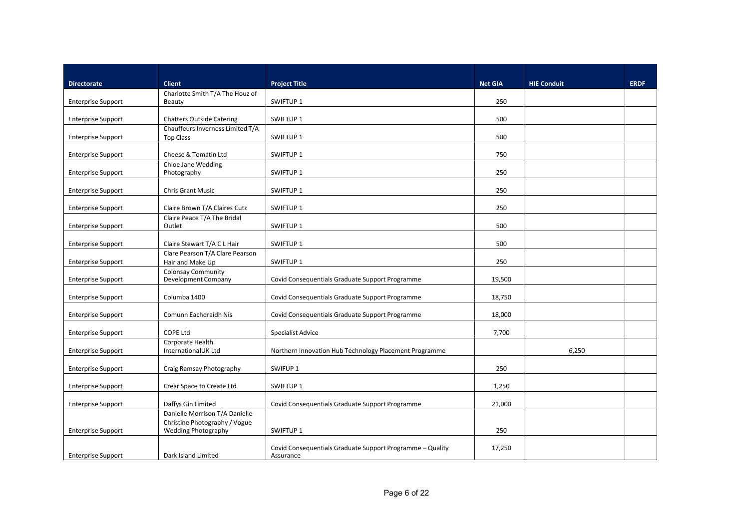| Directorate | Client | Project Title | Net GIA | HIE Conduit | ERDF |
|---|---|---|---|---|---|
| Enterprise Support | Charlotte Smith T/A The Houz of Beauty | SWIFTUP 1 | 250 | | |
| Enterprise Support | Chatters Outside Catering | SWIFTUP 1 | 500 | | |
| Enterprise Support | Chauffeurs Inverness Limited T/A Top Class | SWIFTUP 1 | 500 | | |
| Enterprise Support | Cheese & Tomatin Ltd | SWIFTUP 1 | 750 | | |
| Enterprise Support | Chloe Jane Wedding Photography | SWIFTUP 1 | 250 | | |
| Enterprise Support | Chris Grant Music | SWIFTUP 1 | 250 | | |
| Enterprise Support | Claire Brown T/A Claires Cutz | SWIFTUP 1 | 250 | | |
| Enterprise Support | Claire Peace T/A The Bridal Outlet | SWIFTUP 1 | 500 | | |
| Enterprise Support | Claire Stewart T/A C L Hair | SWIFTUP 1 | 500 | | |
| Enterprise Support | Clare Pearson T/A Clare Pearson Hair and Make Up | SWIFTUP 1 | 250 | | |
| Enterprise Support | Colonsay Community Development Company | Covid Consequentials Graduate Support Programme | 19,500 | | |
| Enterprise Support | Columba 1400 | Covid Consequentials Graduate Support Programme | 18,750 | | |
| Enterprise Support | Comunn Eachdraidh Nis | Covid Consequentials Graduate Support Programme | 18,000 | | |
| Enterprise Support | COPE Ltd | Specialist Advice | 7,700 | | |
| Enterprise Support | Corporate Health InternationalUK Ltd | Northern Innovation Hub Technology Placement Programme | | 6,250 | |
| Enterprise Support | Craig Ramsay Photography | SWIFUP 1 | 250 | | |
| Enterprise Support | Crear Space to Create Ltd | SWIFTUP 1 | 1,250 | | |
| Enterprise Support | Daffys Gin Limited | Covid Consequentials Graduate Support Programme | 21,000 | | |
| Enterprise Support | Danielle Morrison T/A Danielle Christine Photography / Vogue Wedding Photography | SWIFTUP 1 | 250 | | |
| Enterprise Support | Dark Island Limited | Covid Consequentials Graduate Support Programme – Quality Assurance | 17,250 | | |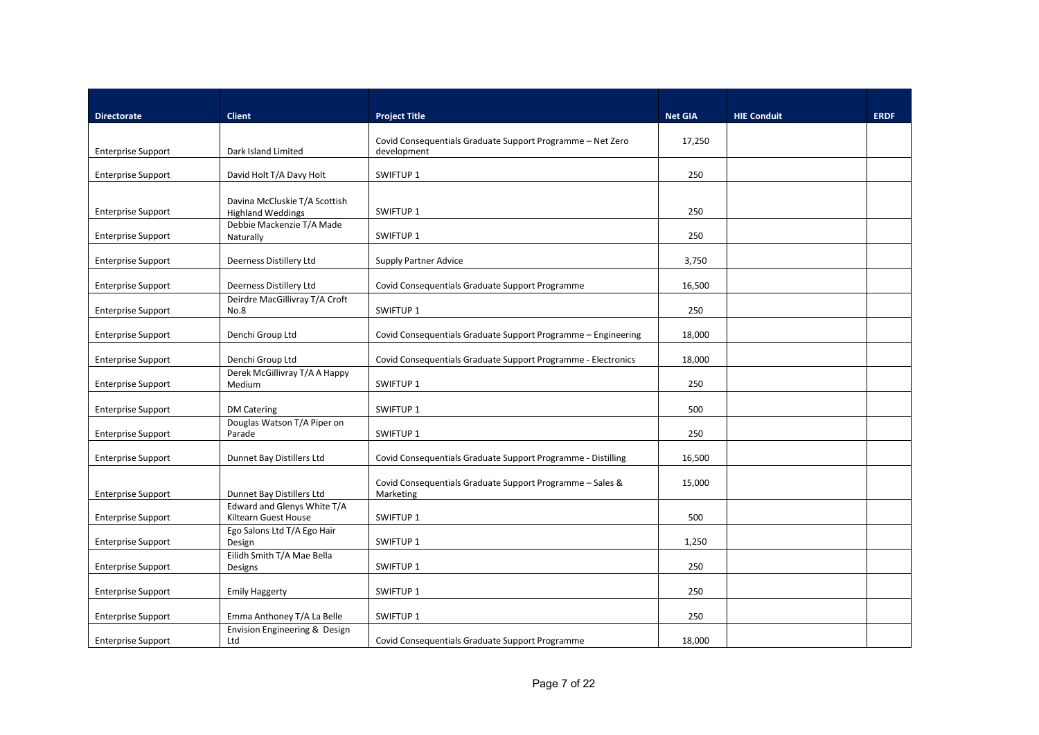| Directorate | Client | Project Title | Net GIA | HIE Conduit | ERDF |
|---|---|---|---|---|---|
| Enterprise Support | Dark Island Limited | Covid Consequentials Graduate Support Programme – Net Zero development | 17,250 | | |
| Enterprise Support | David Holt T/A Davy Holt | SWIFTUP 1 | 250 | | |
| Enterprise Support | Davina McCluskie T/A Scottish Highland Weddings | SWIFTUP 1 | 250 | | |
| Enterprise Support | Debbie Mackenzie T/A Made Naturally | SWIFTUP 1 | 250 | | |
| Enterprise Support | Deerness Distillery Ltd | Supply Partner Advice | 3,750 | | |
| Enterprise Support | Deerness Distillery Ltd | Covid Consequentials Graduate Support Programme | 16,500 | | |
| Enterprise Support | Deirdre MacGillivray T/A Croft No.8 | SWIFTUP 1 | 250 | | |
| Enterprise Support | Denchi Group Ltd | Covid Consequentials Graduate Support Programme – Engineering | 18,000 | | |
| Enterprise Support | Denchi Group Ltd | Covid Consequentials Graduate Support Programme - Electronics | 18,000 | | |
| Enterprise Support | Derek McGillivray T/A A Happy Medium | SWIFTUP 1 | 250 | | |
| Enterprise Support | DM Catering | SWIFTUP 1 | 500 | | |
| Enterprise Support | Douglas Watson T/A Piper on Parade | SWIFTUP 1 | 250 | | |
| Enterprise Support | Dunnet Bay Distillers Ltd | Covid Consequentials Graduate Support Programme - Distilling | 16,500 | | |
| Enterprise Support | Dunnet Bay Distillers Ltd | Covid Consequentials Graduate Support Programme – Sales & Marketing | 15,000 | | |
| Enterprise Support | Edward and Glenys White T/A Kiltearn Guest House | SWIFTUP 1 | 500 | | |
| Enterprise Support | Ego Salons Ltd T/A Ego Hair Design | SWIFTUP 1 | 1,250 | | |
| Enterprise Support | Eilidh Smith T/A Mae Bella Designs | SWIFTUP 1 | 250 | | |
| Enterprise Support | Emily Haggerty | SWIFTUP 1 | 250 | | |
| Enterprise Support | Emma Anthoney T/A La Belle | SWIFTUP 1 | 250 | | |
| Enterprise Support | Envision Engineering & Design Ltd | Covid Consequentials Graduate Support Programme | 18,000 | | |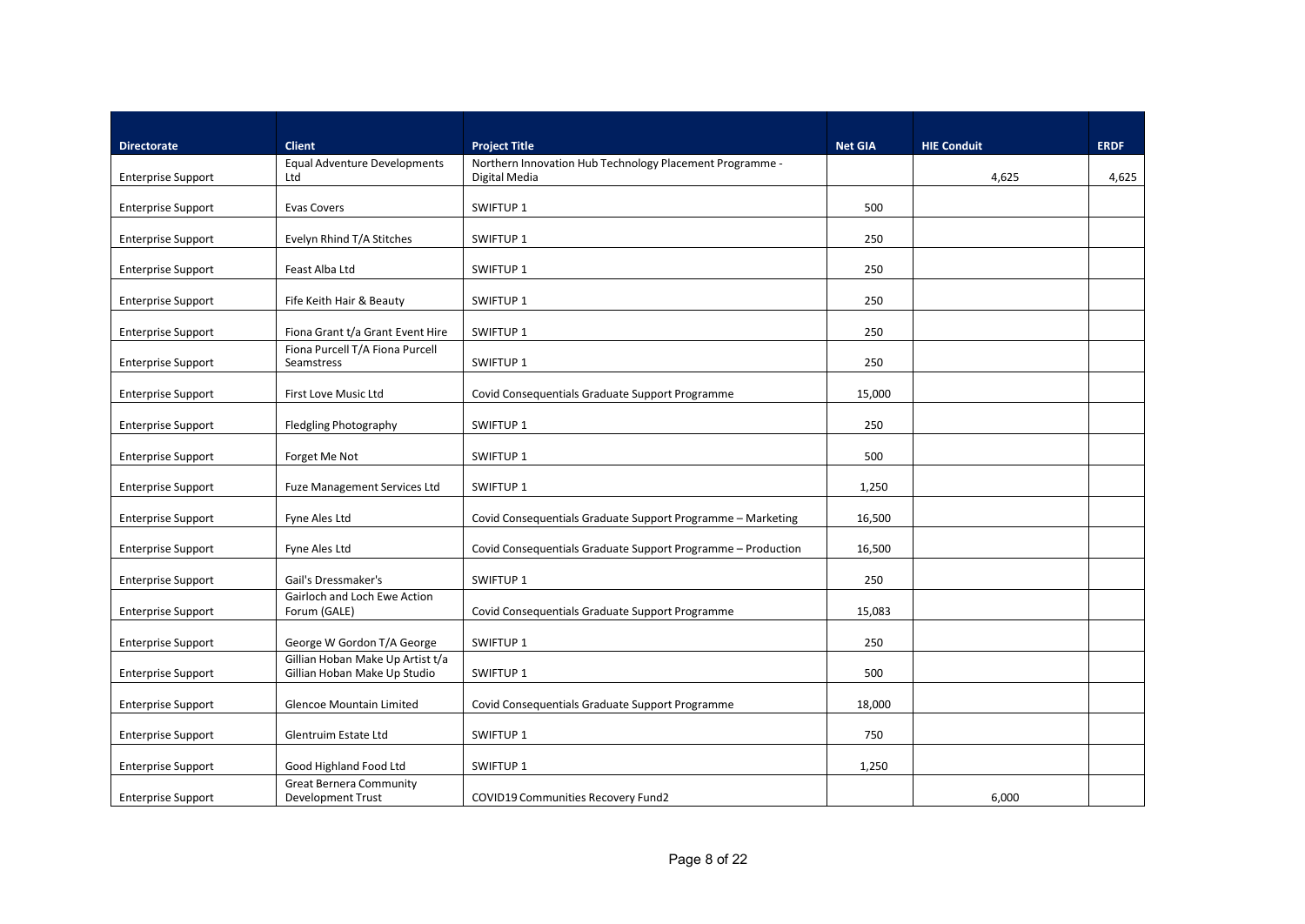| Directorate | Client | Project Title | Net GIA | HIE Conduit | ERDF |
|---|---|---|---|---|---|
| Enterprise Support | Equal Adventure Developments Ltd | Northern Innovation Hub Technology Placement Programme - Digital Media | | 4,625 | 4,625 |
| Enterprise Support | Evas Covers | SWIFTUP 1 | 500 | | |
| Enterprise Support | Evelyn Rhind T/A Stitches | SWIFTUP 1 | 250 | | |
| Enterprise Support | Feast Alba Ltd | SWIFTUP 1 | 250 | | |
| Enterprise Support | Fife Keith Hair & Beauty | SWIFTUP 1 | 250 | | |
| Enterprise Support | Fiona Grant t/a Grant Event Hire | SWIFTUP 1 | 250 | | |
| Enterprise Support | Fiona Purcell T/A Fiona Purcell Seamstress | SWIFTUP 1 | 250 | | |
| Enterprise Support | First Love Music Ltd | Covid Consequentials Graduate Support Programme | 15,000 | | |
| Enterprise Support | Fledgling Photography | SWIFTUP 1 | 250 | | |
| Enterprise Support | Forget Me Not | SWIFTUP 1 | 500 | | |
| Enterprise Support | Fuze Management Services Ltd | SWIFTUP 1 | 1,250 | | |
| Enterprise Support | Fyne Ales Ltd | Covid Consequentials Graduate Support Programme – Marketing | 16,500 | | |
| Enterprise Support | Fyne Ales Ltd | Covid Consequentials Graduate Support Programme – Production | 16,500 | | |
| Enterprise Support | Gail's Dressmaker's | SWIFTUP 1 | 250 | | |
| Enterprise Support | Gairloch and Loch Ewe Action Forum (GALE) | Covid Consequentials Graduate Support Programme | 15,083 | | |
| Enterprise Support | George W Gordon T/A George | SWIFTUP 1 | 250 | | |
| Enterprise Support | Gillian Hoban Make Up Artist t/a Gillian Hoban Make Up Studio | SWIFTUP 1 | 500 | | |
| Enterprise Support | Glencoe Mountain Limited | Covid Consequentials Graduate Support Programme | 18,000 | | |
| Enterprise Support | Glentruim Estate Ltd | SWIFTUP 1 | 750 | | |
| Enterprise Support | Good Highland Food Ltd | SWIFTUP 1 | 1,250 | | |
| Enterprise Support | Great Bernera Community Development Trust | COVID19 Communities Recovery Fund2 | | 6,000 | |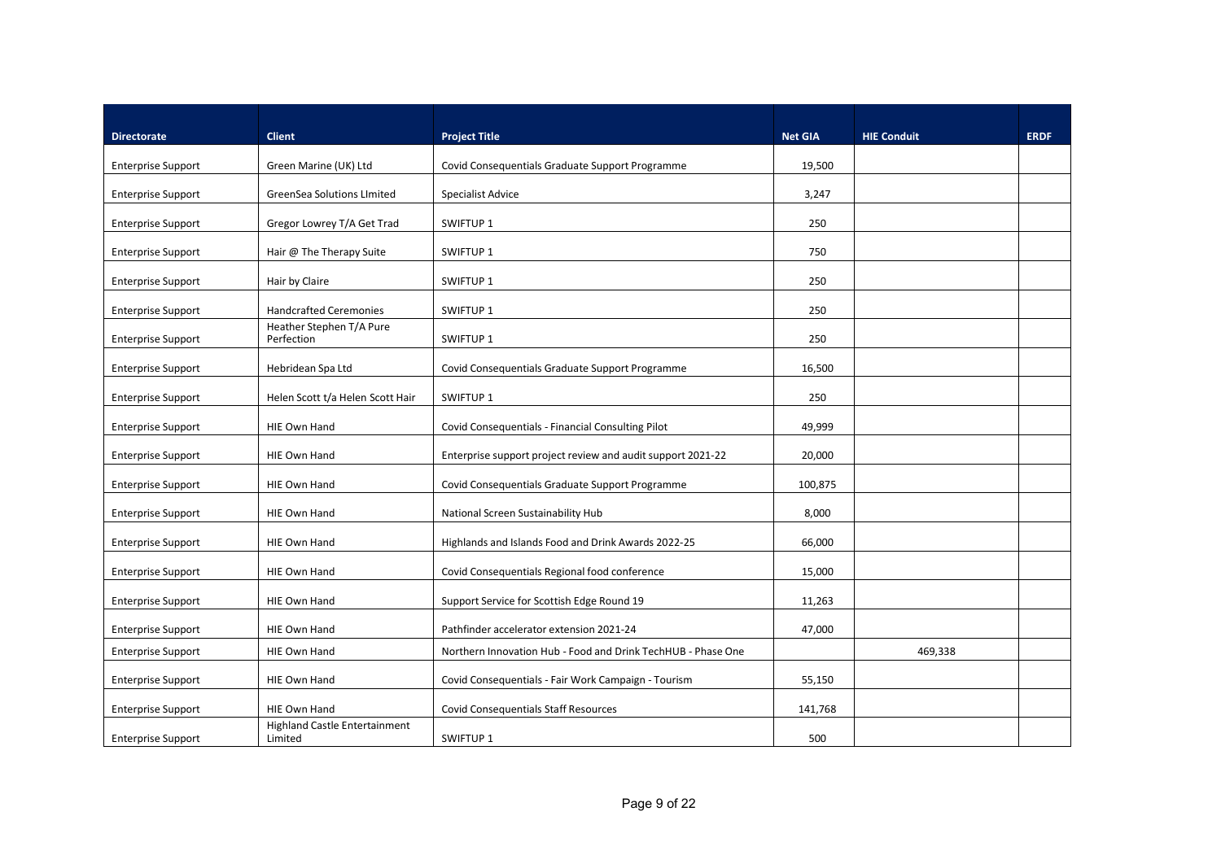| Directorate | Client | Project Title | Net GIA | HIE Conduit | ERDF |
|---|---|---|---|---|---|
| Enterprise Support | Green Marine (UK) Ltd | Covid Consequentials Graduate Support Programme | 19,500 | | |
| Enterprise Support | GreenSea Solutions LImited | Specialist Advice | 3,247 | | |
| Enterprise Support | Gregor Lowrey T/A Get Trad | SWIFTUP 1 | 250 | | |
| Enterprise Support | Hair @ The Therapy Suite | SWIFTUP 1 | 750 | | |
| Enterprise Support | Hair by Claire | SWIFTUP 1 | 250 | | |
| Enterprise Support | Handcrafted Ceremonies | SWIFTUP 1 | 250 | | |
| Enterprise Support | Heather Stephen T/A Pure Perfection | SWIFTUP 1 | 250 | | |
| Enterprise Support | Hebridean Spa Ltd | Covid Consequentials Graduate Support Programme | 16,500 | | |
| Enterprise Support | Helen Scott t/a Helen Scott Hair | SWIFTUP 1 | 250 | | |
| Enterprise Support | HIE Own Hand | Covid Consequentials - Financial Consulting Pilot | 49,999 | | |
| Enterprise Support | HIE Own Hand | Enterprise support project review and audit support 2021-22 | 20,000 | | |
| Enterprise Support | HIE Own Hand | Covid Consequentials Graduate Support Programme | 100,875 | | |
| Enterprise Support | HIE Own Hand | National Screen Sustainability Hub | 8,000 | | |
| Enterprise Support | HIE Own Hand | Highlands and Islands Food and Drink Awards 2022-25 | 66,000 | | |
| Enterprise Support | HIE Own Hand | Covid Consequentials Regional food conference | 15,000 | | |
| Enterprise Support | HIE Own Hand | Support Service for Scottish Edge Round 19 | 11,263 | | |
| Enterprise Support | HIE Own Hand | Pathfinder accelerator extension 2021-24 | 47,000 | | |
| Enterprise Support | HIE Own Hand | Northern Innovation Hub - Food and Drink TechHUB - Phase One | | 469,338 | |
| Enterprise Support | HIE Own Hand | Covid Consequentials - Fair Work Campaign - Tourism | 55,150 | | |
| Enterprise Support | HIE Own Hand | Covid Consequentials Staff Resources | 141,768 | | |
| Enterprise Support | Highland Castle Entertainment Limited | SWIFTUP 1 | 500 | | |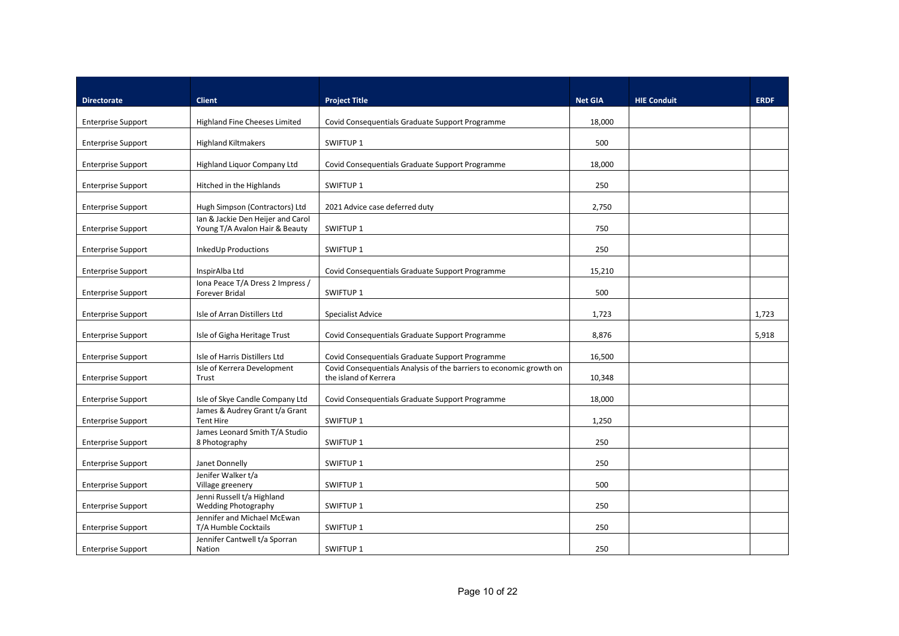| Directorate | Client | Project Title | Net GIA | HIE Conduit | ERDF |
|---|---|---|---|---|---|
| Enterprise Support | Highland Fine Cheeses Limited | Covid Consequentials Graduate Support Programme | 18,000 | | |
| Enterprise Support | Highland Kiltmakers | SWIFTUP 1 | 500 | | |
| Enterprise Support | Highland Liquor Company Ltd | Covid Consequentials Graduate Support Programme | 18,000 | | |
| Enterprise Support | Hitched in the Highlands | SWIFTUP 1 | 250 | | |
| Enterprise Support | Hugh Simpson (Contractors) Ltd | 2021 Advice case deferred duty | 2,750 | | |
| Enterprise Support | Ian & Jackie Den Heijer and Carol Young T/A Avalon Hair & Beauty | SWIFTUP 1 | 750 | | |
| Enterprise Support | InkedUp Productions | SWIFTUP 1 | 250 | | |
| Enterprise Support | InspirAlba Ltd | Covid Consequentials Graduate Support Programme | 15,210 | | |
| Enterprise Support | Iona Peace T/A Dress 2 Impress / Forever Bridal | SWIFTUP 1 | 500 | | |
| Enterprise Support | Isle of Arran Distillers Ltd | Specialist Advice | 1,723 | | 1,723 |
| Enterprise Support | Isle of Gigha Heritage Trust | Covid Consequentials Graduate Support Programme | 8,876 | | 5,918 |
| Enterprise Support | Isle of Harris Distillers Ltd | Covid Consequentials Graduate Support Programme | 16,500 | | |
| Enterprise Support | Isle of Kerrera Development Trust | Covid Consequentials Analysis of the barriers to economic growth on the island of Kerrera | 10,348 | | |
| Enterprise Support | Isle of Skye Candle Company Ltd | Covid Consequentials Graduate Support Programme | 18,000 | | |
| Enterprise Support | James & Audrey Grant t/a Grant Tent Hire | SWIFTUP 1 | 1,250 | | |
| Enterprise Support | James Leonard Smith T/A Studio 8 Photography | SWIFTUP 1 | 250 | | |
| Enterprise Support | Janet Donnelly | SWIFTUP 1 | 250 | | |
| Enterprise Support | Jenifer Walker t/a Village greenery | SWIFTUP 1 | 500 | | |
| Enterprise Support | Jenni Russell t/a Highland Wedding Photography | SWIFTUP 1 | 250 | | |
| Enterprise Support | Jennifer and Michael McEwan T/A Humble Cocktails | SWIFTUP 1 | 250 | | |
| Enterprise Support | Jennifer Cantwell t/a Sporran Nation | SWIFTUP 1 | 250 | | |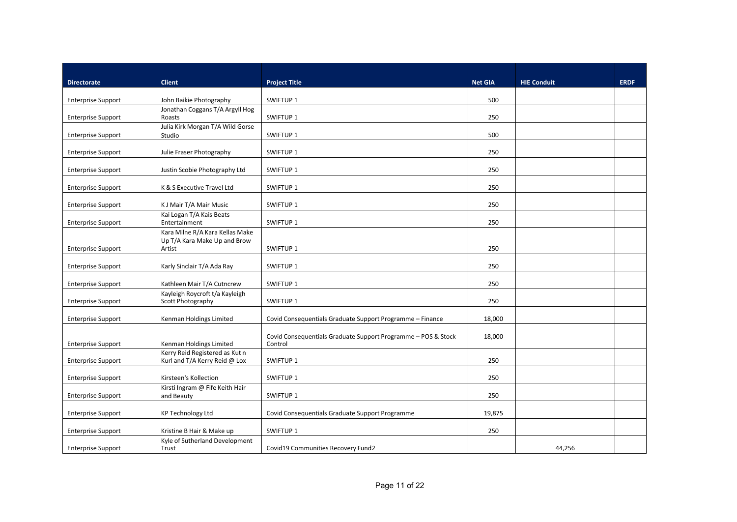| Directorate | Client | Project Title | Net GIA | HIE Conduit | ERDF |
|---|---|---|---|---|---|
| Enterprise Support | John Baikie Photography | SWIFTUP 1 | 500 | | |
| Enterprise Support | Jonathan Coggans T/A Argyll Hog Roasts | SWIFTUP 1 | 250 | | |
| Enterprise Support | Julia Kirk Morgan T/A Wild Gorse Studio | SWIFTUP 1 | 500 | | |
| Enterprise Support | Julie Fraser Photography | SWIFTUP 1 | 250 | | |
| Enterprise Support | Justin Scobie Photography Ltd | SWIFTUP 1 | 250 | | |
| Enterprise Support | K & S Executive Travel Ltd | SWIFTUP 1 | 250 | | |
| Enterprise Support | K J Mair T/A Mair Music | SWIFTUP 1 | 250 | | |
| Enterprise Support | Kai Logan T/A Kais Beats Entertainment | SWIFTUP 1 | 250 | | |
| Enterprise Support | Kara Milne R/A Kara Kellas Make Up T/A Kara Make Up and Brow Artist | SWIFTUP 1 | 250 | | |
| Enterprise Support | Karly Sinclair T/A Ada Ray | SWIFTUP 1 | 250 | | |
| Enterprise Support | Kathleen Mair T/A Cutncrew | SWIFTUP 1 | 250 | | |
| Enterprise Support | Kayleigh Roycroft t/a Kayleigh Scott Photography | SWIFTUP 1 | 250 | | |
| Enterprise Support | Kenman Holdings Limited | Covid Consequentials Graduate Support Programme – Finance | 18,000 | | |
| Enterprise Support | Kenman Holdings Limited | Covid Consequentials Graduate Support Programme – POS & Stock Control | 18,000 | | |
| Enterprise Support | Kerry Reid Registered as Kut n Kurl and T/A Kerry Reid @ Lox | SWIFTUP 1 | 250 | | |
| Enterprise Support | Kirsteen's Kollection | SWIFTUP 1 | 250 | | |
| Enterprise Support | Kirsti Ingram @ Fife Keith Hair and Beauty | SWIFTUP 1 | 250 | | |
| Enterprise Support | KP Technology Ltd | Covid Consequentials Graduate Support Programme | 19,875 | | |
| Enterprise Support | Kristine B Hair & Make up | SWIFTUP 1 | 250 | | |
| Enterprise Support | Kyle of Sutherland Development Trust | Covid19 Communities Recovery Fund2 | | 44,256 | |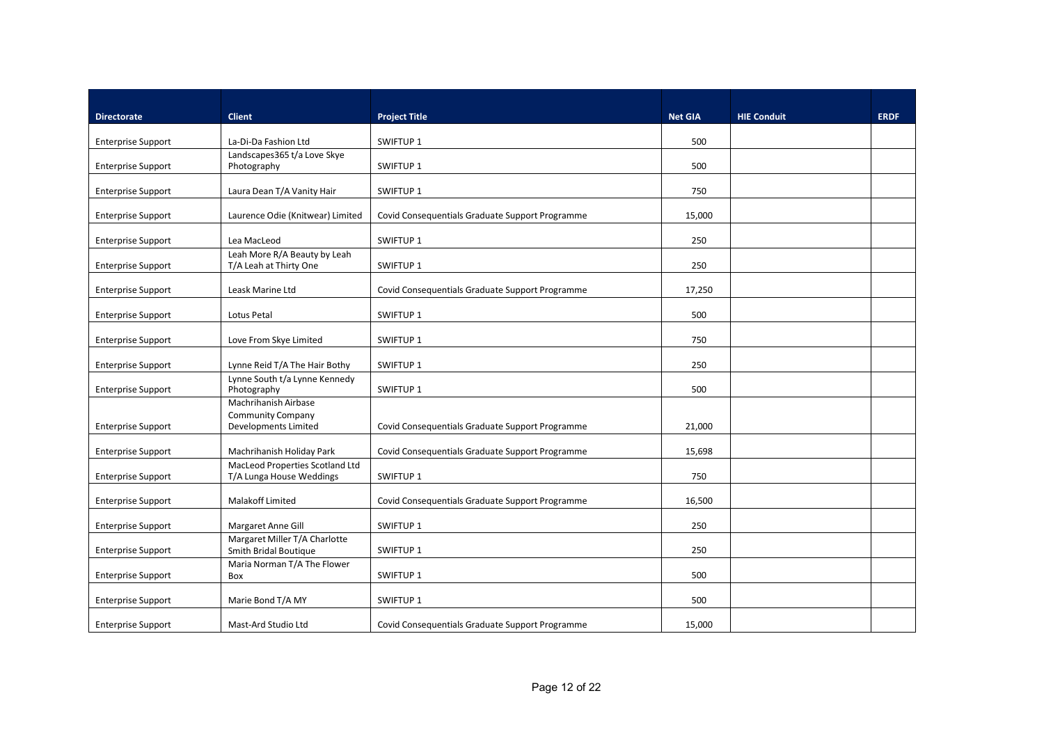| Directorate | Client | Project Title | Net GIA | HIE Conduit | ERDF |
|---|---|---|---|---|---|
| Enterprise Support | La-Di-Da Fashion Ltd | SWIFTUP 1 | 500 | | |
| Enterprise Support | Landscapes365 t/a Love Skye Photography | SWIFTUP 1 | 500 | | |
| Enterprise Support | Laura Dean T/A Vanity Hair | SWIFTUP 1 | 750 | | |
| Enterprise Support | Laurence Odie (Knitwear) Limited | Covid Consequentials Graduate Support Programme | 15,000 | | |
| Enterprise Support | Lea MacLeod | SWIFTUP 1 | 250 | | |
| Enterprise Support | Leah More R/A Beauty by Leah T/A Leah at Thirty One | SWIFTUP 1 | 250 | | |
| Enterprise Support | Leask Marine Ltd | Covid Consequentials Graduate Support Programme | 17,250 | | |
| Enterprise Support | Lotus Petal | SWIFTUP 1 | 500 | | |
| Enterprise Support | Love From Skye Limited | SWIFTUP 1 | 750 | | |
| Enterprise Support | Lynne Reid T/A The Hair Bothy | SWIFTUP 1 | 250 | | |
| Enterprise Support | Lynne South t/a Lynne Kennedy Photography | SWIFTUP 1 | 500 | | |
| Enterprise Support | Machrihanish Airbase Community Company Developments Limited | Covid Consequentials Graduate Support Programme | 21,000 | | |
| Enterprise Support | Machrihanish Holiday Park | Covid Consequentials Graduate Support Programme | 15,698 | | |
| Enterprise Support | MacLeod Properties Scotland Ltd T/A Lunga House Weddings | SWIFTUP 1 | 750 | | |
| Enterprise Support | Malakoff Limited | Covid Consequentials Graduate Support Programme | 16,500 | | |
| Enterprise Support | Margaret Anne Gill | SWIFTUP 1 | 250 | | |
| Enterprise Support | Margaret Miller T/A Charlotte Smith Bridal Boutique | SWIFTUP 1 | 250 | | |
| Enterprise Support | Maria Norman T/A The Flower Box | SWIFTUP 1 | 500 | | |
| Enterprise Support | Marie Bond T/A MY | SWIFTUP 1 | 500 | | |
| Enterprise Support | Mast-Ard Studio Ltd | Covid Consequentials Graduate Support Programme | 15,000 | | |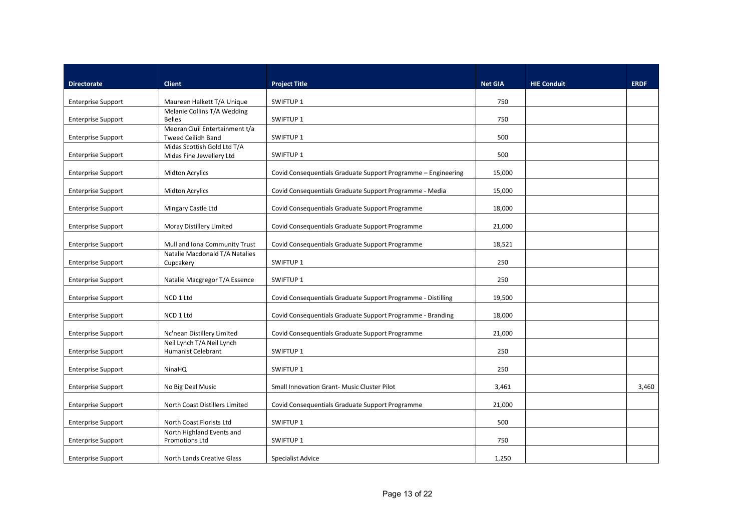| Directorate | Client | Project Title | Net GIA | HIE Conduit | ERDF |
|---|---|---|---|---|---|
| Enterprise Support | Maureen Halkett T/A Unique | SWIFTUP 1 | 750 | | |
| Enterprise Support | Melanie Collins T/A Wedding Belles | SWIFTUP 1 | 750 | | |
| Enterprise Support | Meoran Ciuil Entertainment t/a Tweed Ceilidh Band | SWIFTUP 1 | 500 | | |
| Enterprise Support | Midas Scottish Gold Ltd T/A Midas Fine Jewellery Ltd | SWIFTUP 1 | 500 | | |
| Enterprise Support | Midton Acrylics | Covid Consequentials Graduate Support Programme – Engineering | 15,000 | | |
| Enterprise Support | Midton Acrylics | Covid Consequentials Graduate Support Programme - Media | 15,000 | | |
| Enterprise Support | Mingary Castle Ltd | Covid Consequentials Graduate Support Programme | 18,000 | | |
| Enterprise Support | Moray Distillery Limited | Covid Consequentials Graduate Support Programme | 21,000 | | |
| Enterprise Support | Mull and Iona Community Trust | Covid Consequentials Graduate Support Programme | 18,521 | | |
| Enterprise Support | Natalie Macdonald T/A Natalies Cupcakery | SWIFTUP 1 | 250 | | |
| Enterprise Support | Natalie Macgregor T/A Essence | SWIFTUP 1 | 250 | | |
| Enterprise Support | NCD 1 Ltd | Covid Consequentials Graduate Support Programme - Distilling | 19,500 | | |
| Enterprise Support | NCD 1 Ltd | Covid Consequentials Graduate Support Programme - Branding | 18,000 | | |
| Enterprise Support | Nc'nean Distillery Limited | Covid Consequentials Graduate Support Programme | 21,000 | | |
| Enterprise Support | Neil Lynch T/A Neil Lynch Humanist Celebrant | SWIFTUP 1 | 250 | | |
| Enterprise Support | NinaHQ | SWIFTUP 1 | 250 | | |
| Enterprise Support | No Big Deal Music | Small Innovation Grant- Music Cluster Pilot | 3,461 | | 3,460 |
| Enterprise Support | North Coast Distillers Limited | Covid Consequentials Graduate Support Programme | 21,000 | | |
| Enterprise Support | North Coast Florists Ltd | SWIFTUP 1 | 500 | | |
| Enterprise Support | North Highland Events and Promotions Ltd | SWIFTUP 1 | 750 | | |
| Enterprise Support | North Lands Creative Glass | Specialist Advice | 1,250 | | |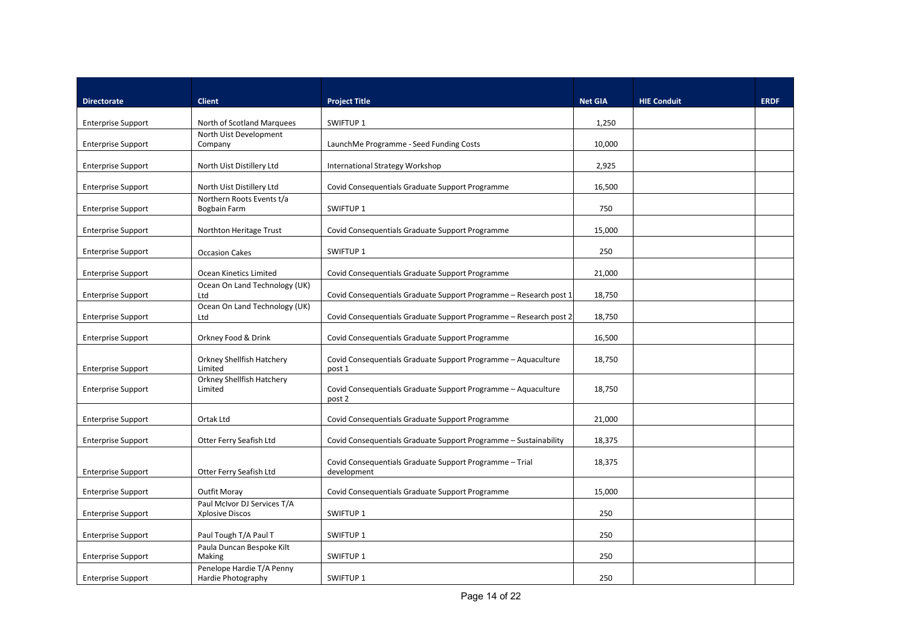| Directorate | Client | Project Title | Net GIA | HIE Conduit | ERDF |
|---|---|---|---|---|---|
| Enterprise Support | North of Scotland Marquees | SWIFTUP 1 | 1,250 | | |
| Enterprise Support | North Uist Development Company | LaunchMe Programme - Seed Funding Costs | 10,000 | | |
| Enterprise Support | North Uist Distillery Ltd | International Strategy Workshop | 2,925 | | |
| Enterprise Support | North Uist Distillery Ltd | Covid Consequentials Graduate Support Programme | 16,500 | | |
| Enterprise Support | Northern Roots Events t/a Bogbain Farm | SWIFTUP 1 | 750 | | |
| Enterprise Support | Northton Heritage Trust | Covid Consequentials Graduate Support Programme | 15,000 | | |
| Enterprise Support | Occasion Cakes | SWIFTUP 1 | 250 | | |
| Enterprise Support | Ocean Kinetics Limited | Covid Consequentials Graduate Support Programme | 21,000 | | |
| Enterprise Support | Ocean On Land Technology (UK) Ltd | Covid Consequentials Graduate Support Programme – Research post 1 | 18,750 | | |
| Enterprise Support | Ocean On Land Technology (UK) Ltd | Covid Consequentials Graduate Support Programme – Research post 2 | 18,750 | | |
| Enterprise Support | Orkney Food & Drink | Covid Consequentials Graduate Support Programme | 16,500 | | |
| Enterprise Support | Orkney Shellfish Hatchery Limited | Covid Consequentials Graduate Support Programme – Aquaculture post 1 | 18,750 | | |
| Enterprise Support | Orkney Shellfish Hatchery Limited | Covid Consequentials Graduate Support Programme – Aquaculture post 2 | 18,750 | | |
| Enterprise Support | Ortak Ltd | Covid Consequentials Graduate Support Programme | 21,000 | | |
| Enterprise Support | Otter Ferry Seafish Ltd | Covid Consequentials Graduate Support Programme – Sustainability | 18,375 | | |
| Enterprise Support | Otter Ferry Seafish Ltd | Covid Consequentials Graduate Support Programme – Trial development | 18,375 | | |
| Enterprise Support | Outfit Moray | Covid Consequentials Graduate Support Programme | 15,000 | | |
| Enterprise Support | Paul McIvor DJ Services T/A Xplosive Discos | SWIFTUP 1 | 250 | | |
| Enterprise Support | Paul Tough T/A Paul T | SWIFTUP 1 | 250 | | |
| Enterprise Support | Paula Duncan Bespoke Kilt Making | SWIFTUP 1 | 250 | | |
| Enterprise Support | Penelope Hardie T/A Penny Hardie Photography | SWIFTUP 1 | 250 | | |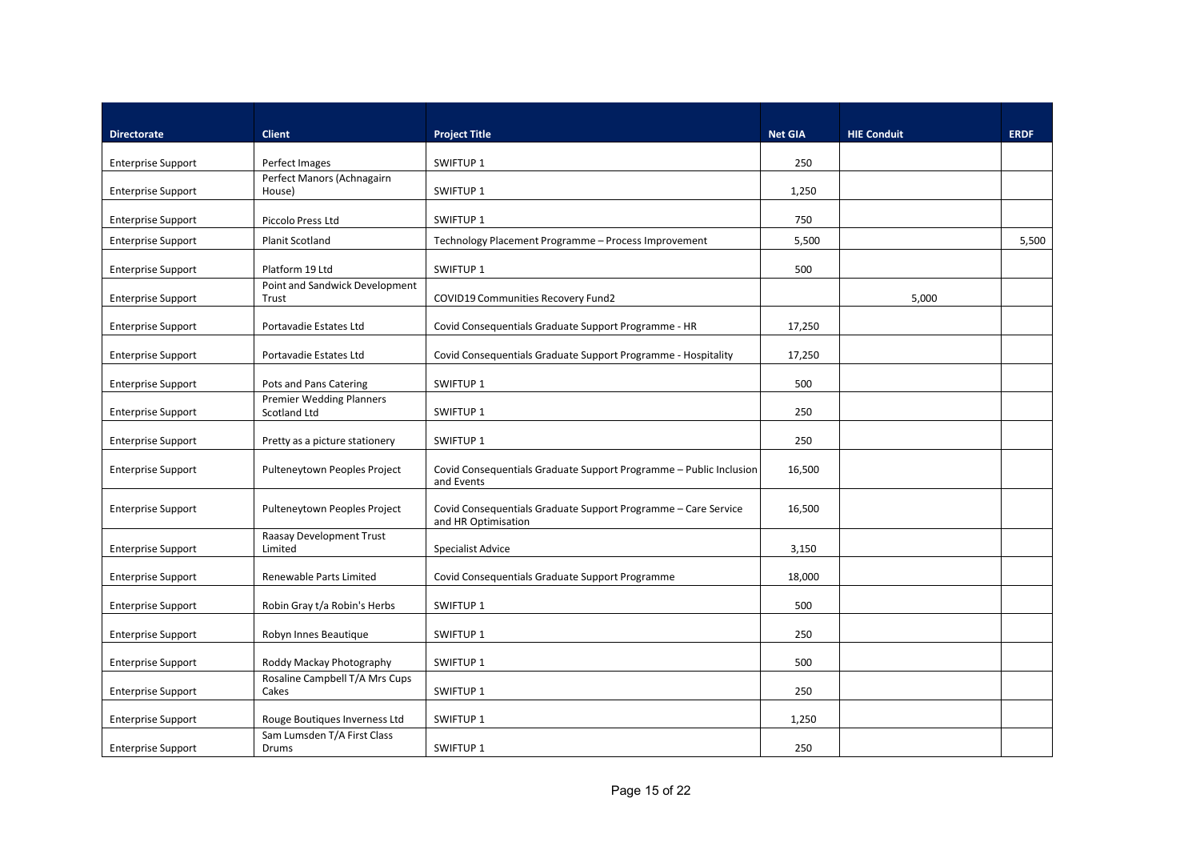| Directorate | Client | Project Title | Net GIA | HIE Conduit | ERDF |
|---|---|---|---|---|---|
| Enterprise Support | Perfect Images | SWIFTUP 1 | 250 | | |
| Enterprise Support | Perfect Manors (Achnagairn House) | SWIFTUP 1 | 1,250 | | |
| Enterprise Support | Piccolo Press Ltd | SWIFTUP 1 | 750 | | |
| Enterprise Support | Planit Scotland | Technology Placement Programme – Process Improvement | 5,500 | | 5,500 |
| Enterprise Support | Platform 19 Ltd | SWIFTUP 1 | 500 | | |
| Enterprise Support | Point and Sandwick Development Trust | COVID19 Communities Recovery Fund2 | | 5,000 | |
| Enterprise Support | Portavadie Estates Ltd | Covid Consequentials Graduate Support Programme - HR | 17,250 | | |
| Enterprise Support | Portavadie Estates Ltd | Covid Consequentials Graduate Support Programme - Hospitality | 17,250 | | |
| Enterprise Support | Pots and Pans Catering | SWIFTUP 1 | 500 | | |
| Enterprise Support | Premier Wedding Planners Scotland Ltd | SWIFTUP 1 | 250 | | |
| Enterprise Support | Pretty as a picture stationery | SWIFTUP 1 | 250 | | |
| Enterprise Support | Pulteneytown Peoples Project | Covid Consequentials Graduate Support Programme – Public Inclusion and Events | 16,500 | | |
| Enterprise Support | Pulteneytown Peoples Project | Covid Consequentials Graduate Support Programme – Care Service and HR Optimisation | 16,500 | | |
| Enterprise Support | Raasay Development Trust Limited | Specialist Advice | 3,150 | | |
| Enterprise Support | Renewable Parts Limited | Covid Consequentials Graduate Support Programme | 18,000 | | |
| Enterprise Support | Robin Gray t/a Robin's Herbs | SWIFTUP 1 | 500 | | |
| Enterprise Support | Robyn Innes Beautique | SWIFTUP 1 | 250 | | |
| Enterprise Support | Roddy Mackay Photography | SWIFTUP 1 | 500 | | |
| Enterprise Support | Rosaline Campbell T/A Mrs Cups Cakes | SWIFTUP 1 | 250 | | |
| Enterprise Support | Rouge Boutiques Inverness Ltd | SWIFTUP 1 | 1,250 | | |
| Enterprise Support | Sam Lumsden T/A First Class Drums | SWIFTUP 1 | 250 | | |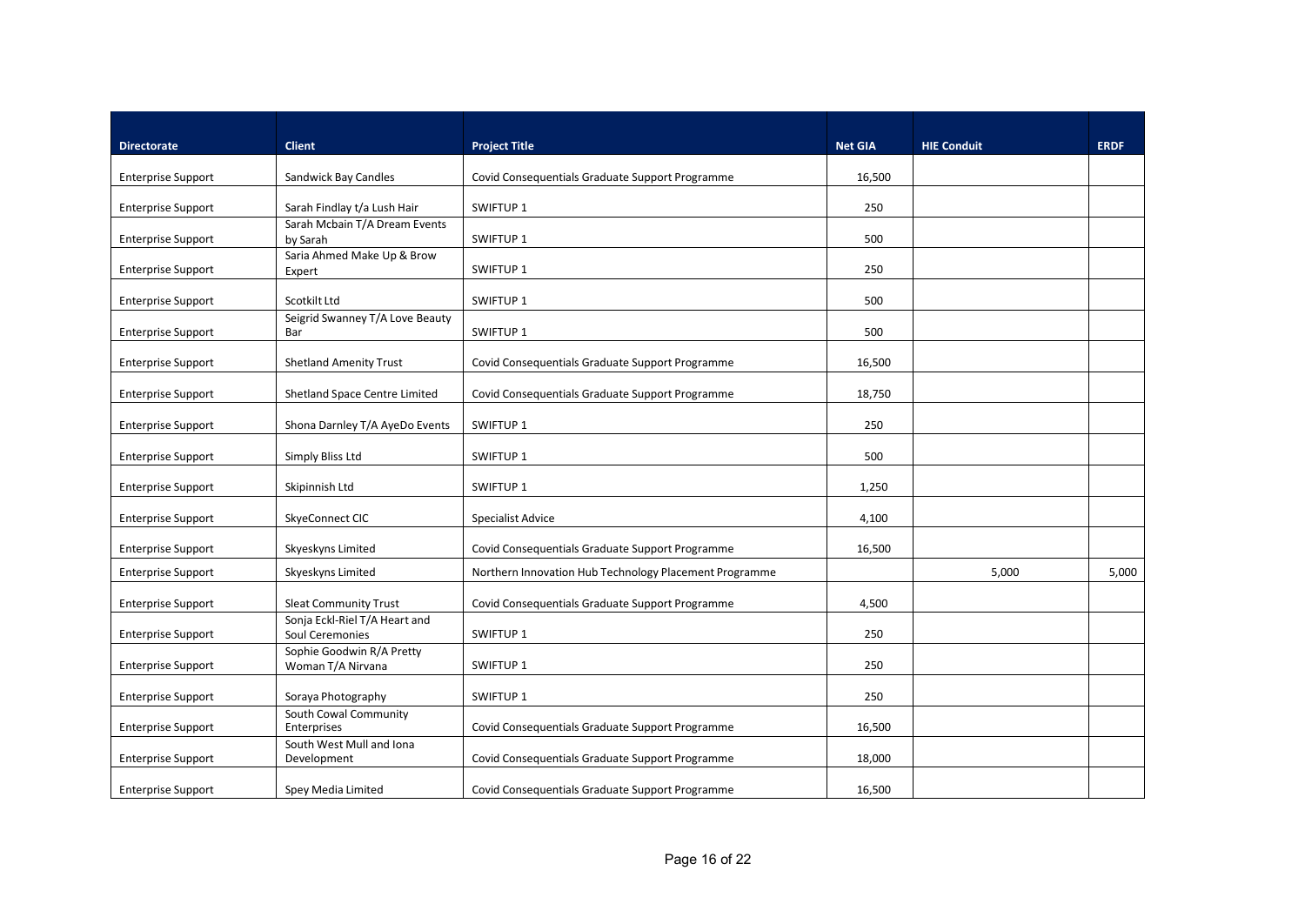| Directorate | Client | Project Title | Net GIA | HIE Conduit | ERDF |
|---|---|---|---|---|---|
| Enterprise Support | Sandwick Bay Candles | Covid Consequentials Graduate Support Programme | 16,500 | | |
| Enterprise Support | Sarah Findlay t/a Lush Hair | SWIFTUP 1 | 250 | | |
| Enterprise Support | Sarah Mcbain T/A Dream Events by Sarah | SWIFTUP 1 | 500 | | |
| Enterprise Support | Saria Ahmed Make Up & Brow Expert | SWIFTUP 1 | 250 | | |
| Enterprise Support | Scotkilt Ltd | SWIFTUP 1 | 500 | | |
| Enterprise Support | Seigrid Swanney T/A Love Beauty Bar | SWIFTUP 1 | 500 | | |
| Enterprise Support | Shetland Amenity Trust | Covid Consequentials Graduate Support Programme | 16,500 | | |
| Enterprise Support | Shetland Space Centre Limited | Covid Consequentials Graduate Support Programme | 18,750 | | |
| Enterprise Support | Shona Darnley T/A AyeDo Events | SWIFTUP 1 | 250 | | |
| Enterprise Support | Simply Bliss Ltd | SWIFTUP 1 | 500 | | |
| Enterprise Support | Skipinnish Ltd | SWIFTUP 1 | 1,250 | | |
| Enterprise Support | SkyeConnect CIC | Specialist Advice | 4,100 | | |
| Enterprise Support | Skyeskyns Limited | Covid Consequentials Graduate Support Programme | 16,500 | | |
| Enterprise Support | Skyeskyns Limited | Northern Innovation Hub Technology Placement Programme | | 5,000 | 5,000 |
| Enterprise Support | Sleat Community Trust | Covid Consequentials Graduate Support Programme | 4,500 | | |
| Enterprise Support | Sonja Eckl-Riel T/A Heart and Soul Ceremonies | SWIFTUP 1 | 250 | | |
| Enterprise Support | Sophie Goodwin R/A Pretty Woman T/A Nirvana | SWIFTUP 1 | 250 | | |
| Enterprise Support | Soraya Photography | SWIFTUP 1 | 250 | | |
| Enterprise Support | South Cowal Community Enterprises | Covid Consequentials Graduate Support Programme | 16,500 | | |
| Enterprise Support | South West Mull and Iona Development | Covid Consequentials Graduate Support Programme | 18,000 | | |
| Enterprise Support | Spey Media Limited | Covid Consequentials Graduate Support Programme | 16,500 | | |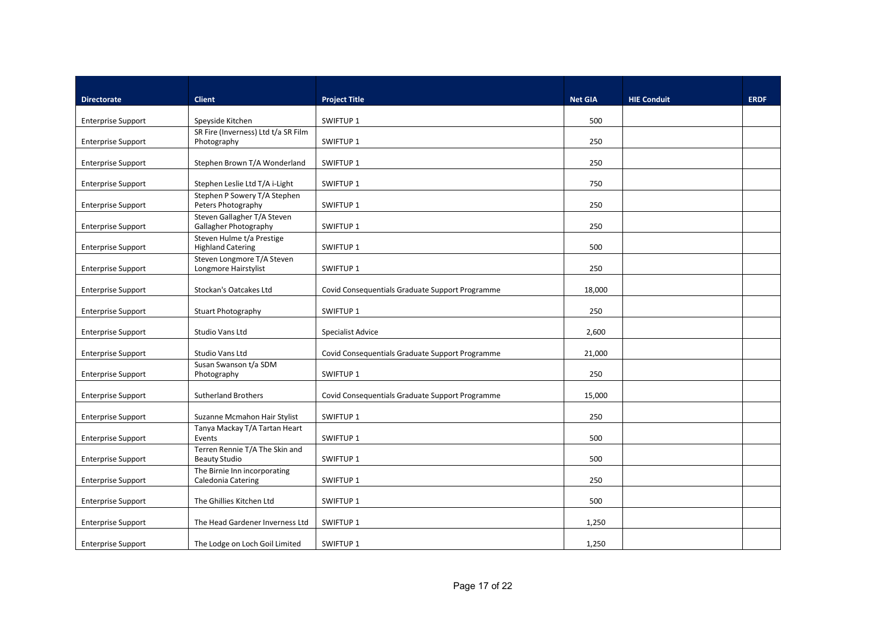| Directorate | Client | Project Title | Net GIA | HIE Conduit | ERDF |
|---|---|---|---|---|---|
| Enterprise Support | Speyside Kitchen | SWIFTUP 1 | 500 | | |
| Enterprise Support | SR Fire (Inverness) Ltd t/a SR Film Photography | SWIFTUP 1 | 250 | | |
| Enterprise Support | Stephen Brown T/A Wonderland | SWIFTUP 1 | 250 | | |
| Enterprise Support | Stephen Leslie Ltd T/A i-Light | SWIFTUP 1 | 750 | | |
| Enterprise Support | Stephen P Sowery T/A Stephen Peters Photography | SWIFTUP 1 | 250 | | |
| Enterprise Support | Steven Gallagher T/A Steven Gallagher Photography | SWIFTUP 1 | 250 | | |
| Enterprise Support | Steven Hulme t/a Prestige Highland Catering | SWIFTUP 1 | 500 | | |
| Enterprise Support | Steven Longmore T/A Steven Longmore Hairstylist | SWIFTUP 1 | 250 | | |
| Enterprise Support | Stockan's Oatcakes Ltd | Covid Consequentials Graduate Support Programme | 18,000 | | |
| Enterprise Support | Stuart Photography | SWIFTUP 1 | 250 | | |
| Enterprise Support | Studio Vans Ltd | Specialist Advice | 2,600 | | |
| Enterprise Support | Studio Vans Ltd | Covid Consequentials Graduate Support Programme | 21,000 | | |
| Enterprise Support | Susan Swanson t/a SDM Photography | SWIFTUP 1 | 250 | | |
| Enterprise Support | Sutherland Brothers | Covid Consequentials Graduate Support Programme | 15,000 | | |
| Enterprise Support | Suzanne Mcmahon Hair Stylist | SWIFTUP 1 | 250 | | |
| Enterprise Support | Tanya Mackay T/A Tartan Heart Events | SWIFTUP 1 | 500 | | |
| Enterprise Support | Terren Rennie T/A The Skin and Beauty Studio | SWIFTUP 1 | 500 | | |
| Enterprise Support | The Birnie Inn incorporating Caledonia Catering | SWIFTUP 1 | 250 | | |
| Enterprise Support | The Ghillies Kitchen Ltd | SWIFTUP 1 | 500 | | |
| Enterprise Support | The Head Gardener Inverness Ltd | SWIFTUP 1 | 1,250 | | |
| Enterprise Support | The Lodge on Loch Goil Limited | SWIFTUP 1 | 1,250 | | |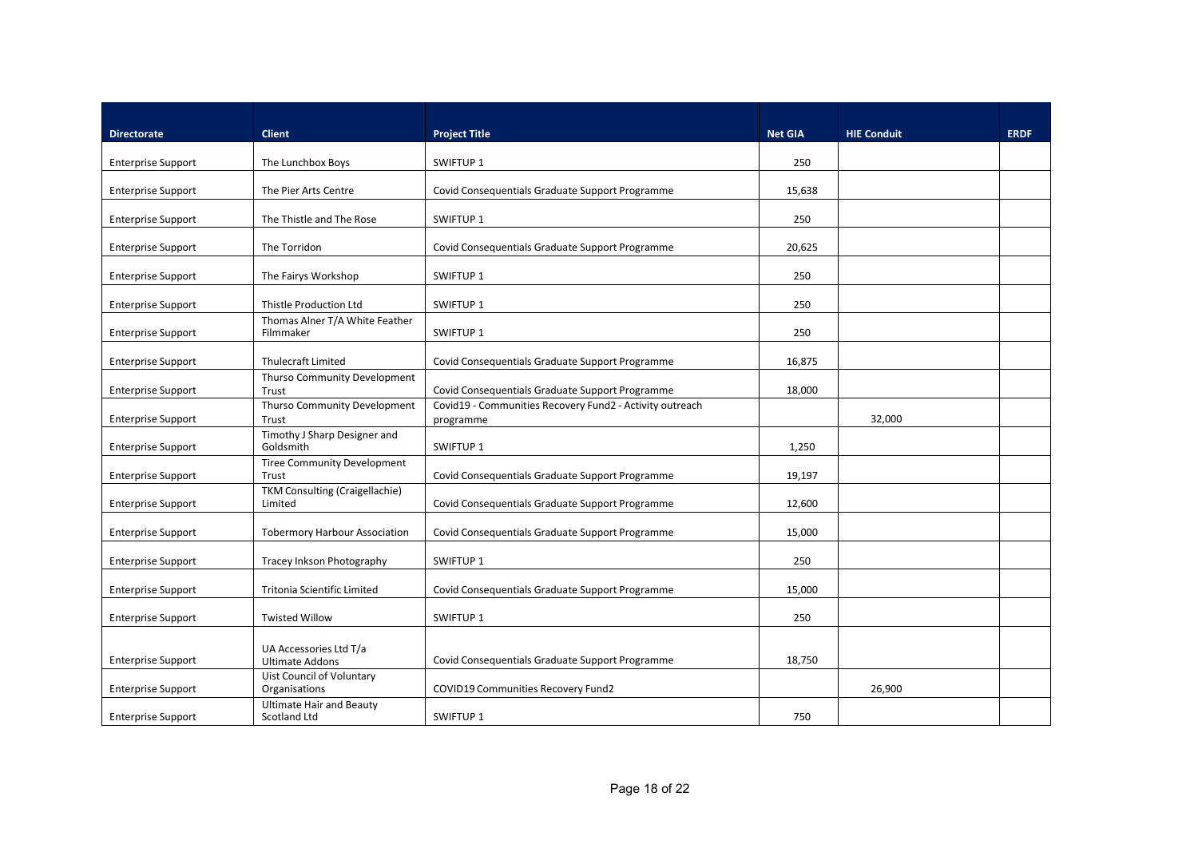| Directorate | Client | Project Title | Net GIA | HIE Conduit | ERDF |
|---|---|---|---|---|---|
| Enterprise Support | The Lunchbox Boys | SWIFTUP 1 | 250 | | |
| Enterprise Support | The Pier Arts Centre | Covid Consequentials Graduate Support Programme | 15,638 | | |
| Enterprise Support | The Thistle and The Rose | SWIFTUP 1 | 250 | | |
| Enterprise Support | The Torridon | Covid Consequentials Graduate Support Programme | 20,625 | | |
| Enterprise Support | The Fairys Workshop | SWIFTUP 1 | 250 | | |
| Enterprise Support | Thistle Production Ltd | SWIFTUP 1 | 250 | | |
| Enterprise Support | Thomas Alner T/A White Feather Filmmaker | SWIFTUP 1 | 250 | | |
| Enterprise Support | Thulecraft Limited | Covid Consequentials Graduate Support Programme | 16,875 | | |
| Enterprise Support | Thurso Community Development Trust | Covid Consequentials Graduate Support Programme | 18,000 | | |
| Enterprise Support | Thurso Community Development Trust | Covid19 - Communities Recovery Fund2 - Activity outreach programme | | 32,000 | |
| Enterprise Support | Timothy J Sharp Designer and Goldsmith | SWIFTUP 1 | 1,250 | | |
| Enterprise Support | Tiree Community Development Trust | Covid Consequentials Graduate Support Programme | 19,197 | | |
| Enterprise Support | TKM Consulting (Craigellachie) Limited | Covid Consequentials Graduate Support Programme | 12,600 | | |
| Enterprise Support | Tobermory Harbour Association | Covid Consequentials Graduate Support Programme | 15,000 | | |
| Enterprise Support | Tracey Inkson Photography | SWIFTUP 1 | 250 | | |
| Enterprise Support | Tritonia Scientific Limited | Covid Consequentials Graduate Support Programme | 15,000 | | |
| Enterprise Support | Twisted Willow | SWIFTUP 1 | 250 | | |
| Enterprise Support | UA Accessories Ltd T/a Ultimate Addons | Covid Consequentials Graduate Support Programme | 18,750 | | |
| Enterprise Support | Uist Council of Voluntary Organisations | COVID19 Communities Recovery Fund2 | | 26,900 | |
| Enterprise Support | Ultimate Hair and Beauty Scotland Ltd | SWIFTUP 1 | 750 | | |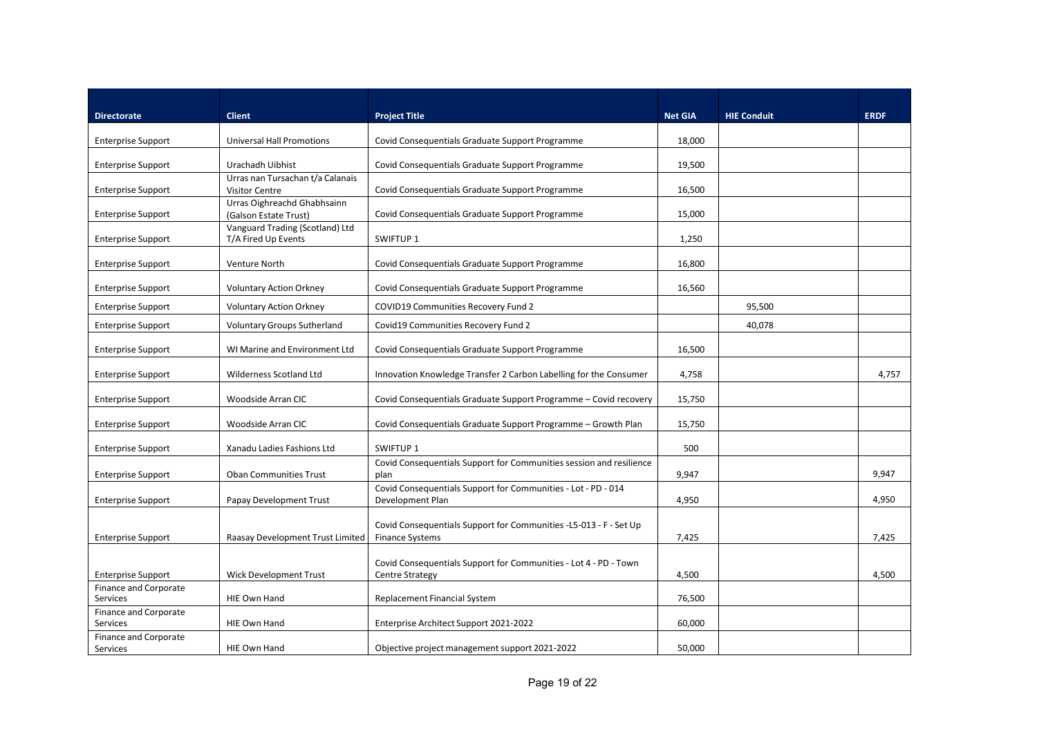| Directorate | Client | Project Title | Net GIA | HIE Conduit | ERDF |
|---|---|---|---|---|---|
| Enterprise Support | Universal Hall Promotions | Covid Consequentials Graduate Support Programme | 18,000 | | |
| Enterprise Support | Urachadh Uibhist | Covid Consequentials Graduate Support Programme | 19,500 | | |
| Enterprise Support | Urras nan Tursachan t/a Calanais Visitor Centre | Covid Consequentials Graduate Support Programme | 16,500 | | |
| Enterprise Support | Urras Oighreachd Ghabhsainn (Galson Estate Trust) | Covid Consequentials Graduate Support Programme | 15,000 | | |
| Enterprise Support | Vanguard Trading (Scotland) Ltd T/A Fired Up Events | SWIFTUP 1 | 1,250 | | |
| Enterprise Support | Venture North | Covid Consequentials Graduate Support Programme | 16,800 | | |
| Enterprise Support | Voluntary Action Orkney | Covid Consequentials Graduate Support Programme | 16,560 | | |
| Enterprise Support | Voluntary Action Orkney | COVID19 Communities Recovery Fund 2 | | 95,500 | |
| Enterprise Support | Voluntary Groups Sutherland | Covid19 Communities Recovery Fund 2 | | 40,078 | |
| Enterprise Support | WI Marine and Environment Ltd | Covid Consequentials Graduate Support Programme | 16,500 | | |
| Enterprise Support | Wilderness Scotland Ltd | Innovation Knowledge Transfer 2 Carbon Labelling for the Consumer | 4,758 | | 4,757 |
| Enterprise Support | Woodside Arran CIC | Covid Consequentials Graduate Support Programme – Covid recovery | 15,750 | | |
| Enterprise Support | Woodside Arran CIC | Covid Consequentials Graduate Support Programme – Growth Plan | 15,750 | | |
| Enterprise Support | Xanadu Ladies Fashions Ltd | SWIFTUP 1 | 500 | | |
| Enterprise Support | Oban Communities Trust | Covid Consequentials Support for Communities session and resilience plan | 9,947 | | 9,947 |
| Enterprise Support | Papay Development Trust | Covid Consequentials Support for Communities - Lot - PD - 014 Development Plan | 4,950 | | 4,950 |
| Enterprise Support | Raasay Development Trust Limited | Covid Consequentials Support for Communities -L5-013 - F - Set Up Finance Systems | 7,425 | | 7,425 |
| Enterprise Support | Wick Development Trust | Covid Consequentials Support for Communities - Lot 4 - PD - Town Centre Strategy | 4,500 | | 4,500 |
| Finance and Corporate Services | HIE Own Hand | Replacement Financial System | 76,500 | | |
| Finance and Corporate Services | HIE Own Hand | Enterprise Architect Support 2021-2022 | 60,000 | | |
| Finance and Corporate Services | HIE Own Hand | Objective project management support 2021-2022 | 50,000 | | |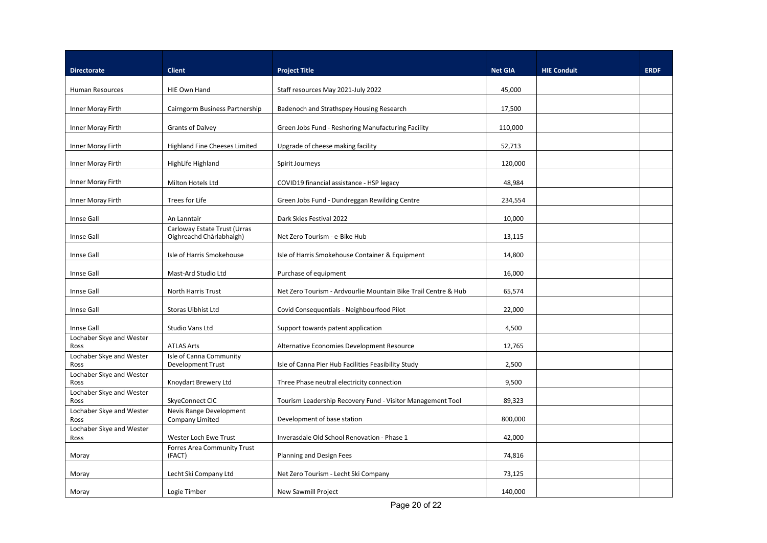| Directorate | Client | Project Title | Net GIA | HIE Conduit | ERDF |
|---|---|---|---|---|---|
| Human Resources | HIE Own Hand | Staff resources May 2021-July 2022 | 45,000 | | |
| Inner Moray Firth | Cairngorm Business Partnership | Badenoch and Strathspey Housing Research | 17,500 | | |
| Inner Moray Firth | Grants of Dalvey | Green Jobs Fund - Reshoring Manufacturing Facility | 110,000 | | |
| Inner Moray Firth | Highland Fine Cheeses Limited | Upgrade of cheese making facility | 52,713 | | |
| Inner Moray Firth | HighLife Highland | Spirit Journeys | 120,000 | | |
| Inner Moray Firth | Milton Hotels Ltd | COVID19 financial assistance - HSP legacy | 48,984 | | |
| Inner Moray Firth | Trees for Life | Green Jobs Fund - Dundreggan Rewilding Centre | 234,554 | | |
| Innse Gall | An Lanntair | Dark Skies Festival 2022 | 10,000 | | |
| Innse Gall | Carloway Estate Trust (Urras Oighreachd Chàrlabhaigh) | Net Zero Tourism - e-Bike Hub | 13,115 | | |
| Innse Gall | Isle of Harris Smokehouse | Isle of Harris Smokehouse Container & Equipment | 14,800 | | |
| Innse Gall | Mast-Ard Studio Ltd | Purchase of equipment | 16,000 | | |
| Innse Gall | North Harris Trust | Net Zero Tourism - Ardvourlie Mountain Bike Trail Centre & Hub | 65,574 | | |
| Innse Gall | Storas Uibhist Ltd | Covid Consequentials - Neighbourfood Pilot | 22,000 | | |
| Innse Gall | Studio Vans Ltd | Support towards patent application | 4,500 | | |
| Lochaber Skye and Wester Ross | ATLAS Arts | Alternative Economies Development Resource | 12,765 | | |
| Lochaber Skye and Wester Ross | Isle of Canna Community Development Trust | Isle of Canna Pier Hub Facilities Feasibility Study | 2,500 | | |
| Lochaber Skye and Wester Ross | Knoydart Brewery Ltd | Three Phase neutral electricity connection | 9,500 | | |
| Lochaber Skye and Wester Ross | SkyeConnect CIC | Tourism Leadership Recovery Fund - Visitor Management Tool | 89,323 | | |
| Lochaber Skye and Wester Ross | Nevis Range Development Company Limited | Development of base station | 800,000 | | |
| Lochaber Skye and Wester Ross | Wester Loch Ewe Trust | Inverasdale Old School Renovation - Phase 1 | 42,000 | | |
| Moray | Forres Area Community Trust (FACT) | Planning and Design Fees | 74,816 | | |
| Moray | Lecht Ski Company Ltd | Net Zero Tourism - Lecht Ski Company | 73,125 | | |
| Moray | Logie Timber | New Sawmill Project | 140,000 | | |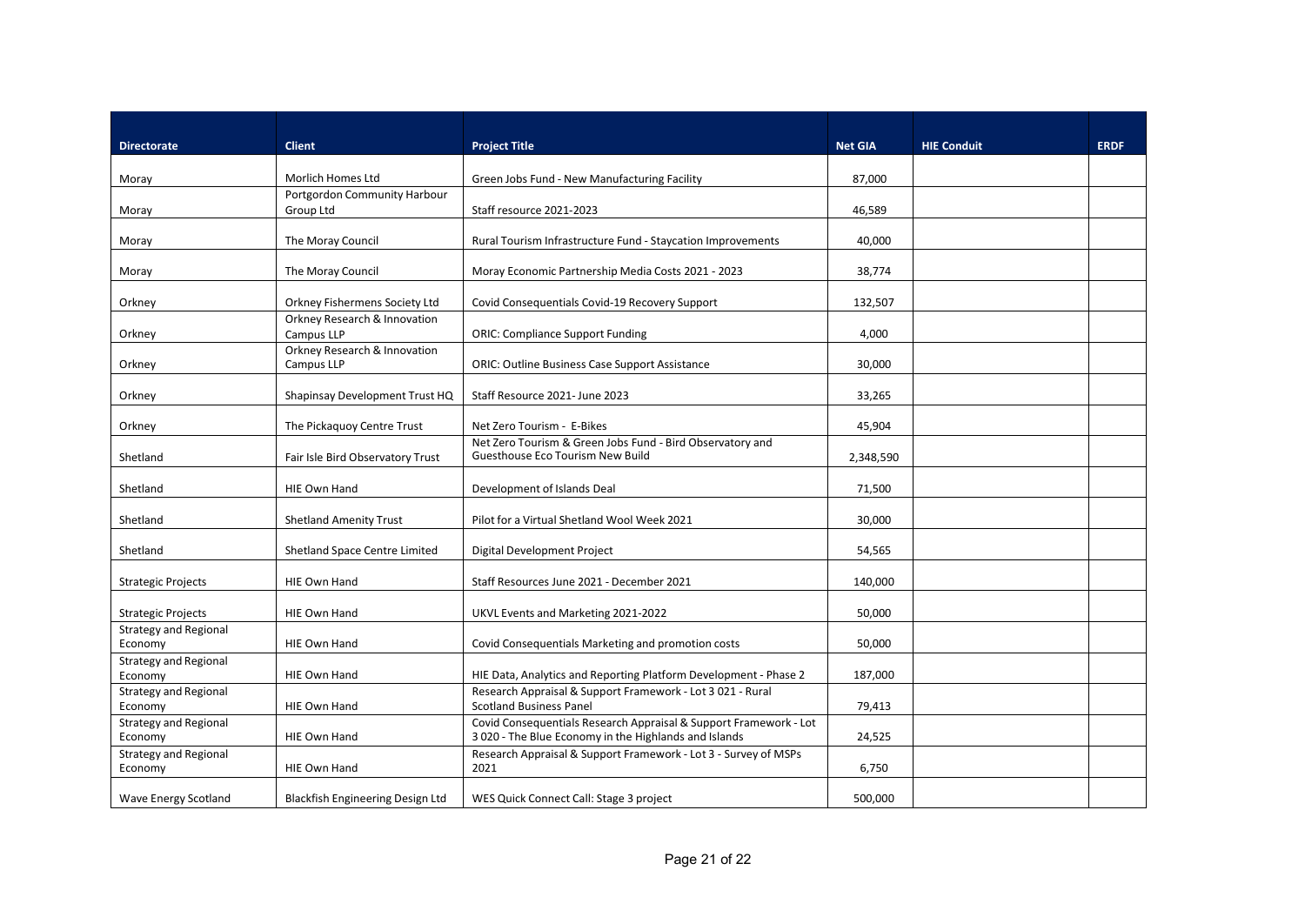| Directorate | Client | Project Title | Net GIA | HIE Conduit | ERDF |
|---|---|---|---|---|---|
| Moray | Morlich Homes Ltd | Green Jobs Fund - New Manufacturing Facility | 87,000 | | |
| Moray | Portgordon Community Harbour Group Ltd | Staff resource 2021-2023 | 46,589 | | |
| Moray | The Moray Council | Rural Tourism Infrastructure Fund - Staycation Improvements | 40,000 | | |
| Moray | The Moray Council | Moray Economic Partnership Media Costs 2021 - 2023 | 38,774 | | |
| Orkney | Orkney Fishermens Society Ltd | Covid Consequentials Covid-19 Recovery Support | 132,507 | | |
| Orkney | Orkney Research & Innovation Campus LLP | ORIC: Compliance Support Funding | 4,000 | | |
| Orkney | Orkney Research & Innovation Campus LLP | ORIC: Outline Business Case Support Assistance | 30,000 | | |
| Orkney | Shapinsay Development Trust HQ | Staff Resource 2021- June 2023 | 33,265 | | |
| Orkney | The Pickaquoy Centre Trust | Net Zero Tourism - E-Bikes | 45,904 | | |
| Shetland | Fair Isle Bird Observatory Trust | Net Zero Tourism & Green Jobs Fund - Bird Observatory and Guesthouse Eco Tourism New Build | 2,348,590 | | |
| Shetland | HIE Own Hand | Development of Islands Deal | 71,500 | | |
| Shetland | Shetland Amenity Trust | Pilot for a Virtual Shetland Wool Week 2021 | 30,000 | | |
| Shetland | Shetland Space Centre Limited | Digital Development Project | 54,565 | | |
| Strategic Projects | HIE Own Hand | Staff Resources June 2021 - December 2021 | 140,000 | | |
| Strategic Projects | HIE Own Hand | UKVL Events and Marketing 2021-2022 | 50,000 | | |
| Strategy and Regional Economy | HIE Own Hand | Covid Consequentials Marketing and promotion costs | 50,000 | | |
| Strategy and Regional Economy | HIE Own Hand | HIE Data, Analytics and Reporting Platform Development - Phase 2 | 187,000 | | |
| Strategy and Regional Economy | HIE Own Hand | Research Appraisal & Support Framework - Lot 3 021 - Rural Scotland Business Panel | 79,413 | | |
| Strategy and Regional Economy | HIE Own Hand | Covid Consequentials Research Appraisal & Support Framework - Lot 3 020 - The Blue Economy in the Highlands and Islands | 24,525 | | |
| Strategy and Regional Economy | HIE Own Hand | Research Appraisal & Support Framework - Lot 3 - Survey of MSPs 2021 | 6,750 | | |
| Wave Energy Scotland | Blackfish Engineering Design Ltd | WES Quick Connect Call: Stage 3 project | 500,000 | | |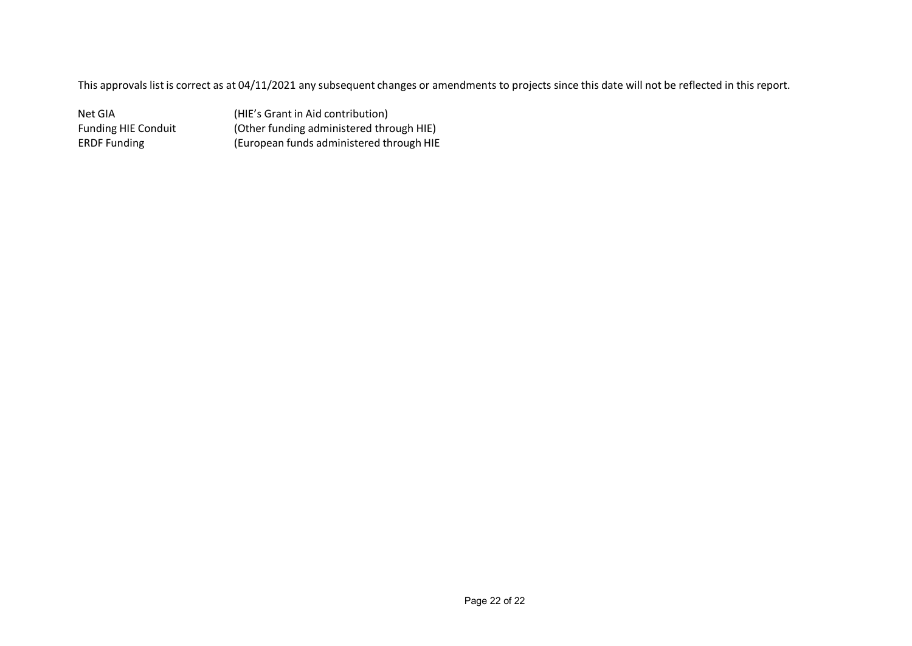This approvals list is correct as at 04/11/2021 any subsequent changes or amendments to projects since this date will not be reflected in this report.

| | |
|---|---|
| Net GIA | (HIE's Grant in Aid contribution) |
| Funding HIE Conduit | (Other funding administered through HIE) |
| ERDF Funding | (European funds administered through HIE |